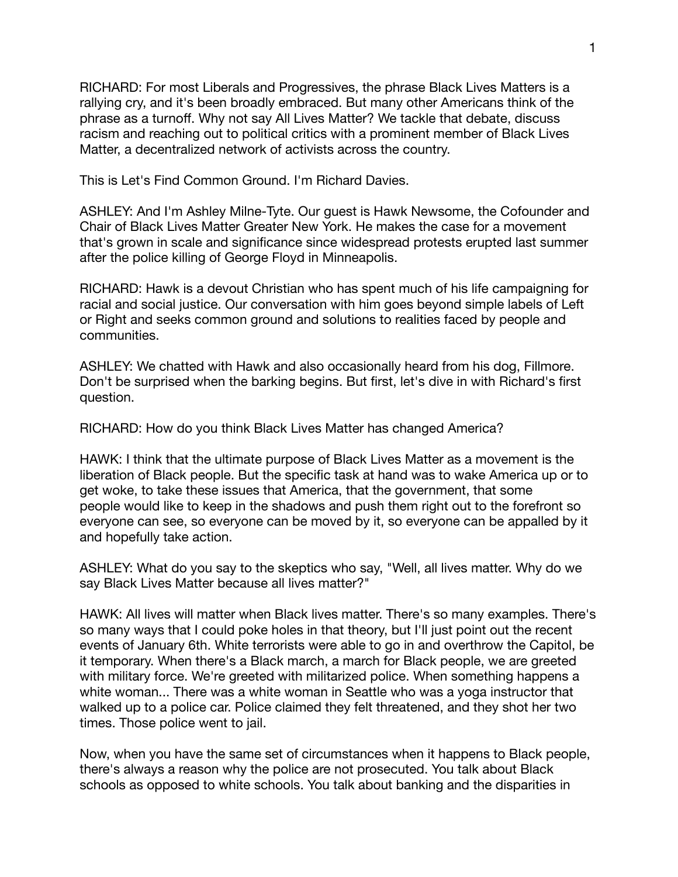RICHARD: For most Liberals and Progressives, the phrase Black Lives Matters is a rallying cry, and it's been broadly embraced. But many other Americans think of the phrase as a turnoff. Why not say All Lives Matter? We tackle that debate, discuss racism and reaching out to political critics with a prominent member of Black Lives Matter, a decentralized network of activists across the country.

This is Let's Find Common Ground. I'm Richard Davies.

ASHLEY: And I'm Ashley Milne-Tyte. Our guest is Hawk Newsome, the Cofounder and Chair of Black Lives Matter Greater New York. He makes the case for a movement that's grown in scale and significance since widespread protests erupted last summer after the police killing of George Floyd in Minneapolis.

RICHARD: Hawk is a devout Christian who has spent much of his life campaigning for racial and social justice. Our conversation with him goes beyond simple labels of Left or Right and seeks common ground and solutions to realities faced by people and communities.

ASHLEY: We chatted with Hawk and also occasionally heard from his dog, Fillmore. Don't be surprised when the barking begins. But first, let's dive in with Richard's first question.

RICHARD: How do you think Black Lives Matter has changed America?

HAWK: I think that the ultimate purpose of Black Lives Matter as a movement is the liberation of Black people. But the specific task at hand was to wake America up or to get woke, to take these issues that America, that the government, that some people would like to keep in the shadows and push them right out to the forefront so everyone can see, so everyone can be moved by it, so everyone can be appalled by it and hopefully take action.

ASHLEY: What do you say to the skeptics who say, "Well, all lives matter. Why do we say Black Lives Matter because all lives matter?"

HAWK: All lives will matter when Black lives matter. There's so many examples. There's so many ways that I could poke holes in that theory, but I'll just point out the recent events of January 6th. White terrorists were able to go in and overthrow the Capitol, be it temporary. When there's a Black march, a march for Black people, we are greeted with military force. We're greeted with militarized police. When something happens a white woman... There was a white woman in Seattle who was a yoga instructor that walked up to a police car. Police claimed they felt threatened, and they shot her two times. Those police went to jail.

Now, when you have the same set of circumstances when it happens to Black people, there's always a reason why the police are not prosecuted. You talk about Black schools as opposed to white schools. You talk about banking and the disparities in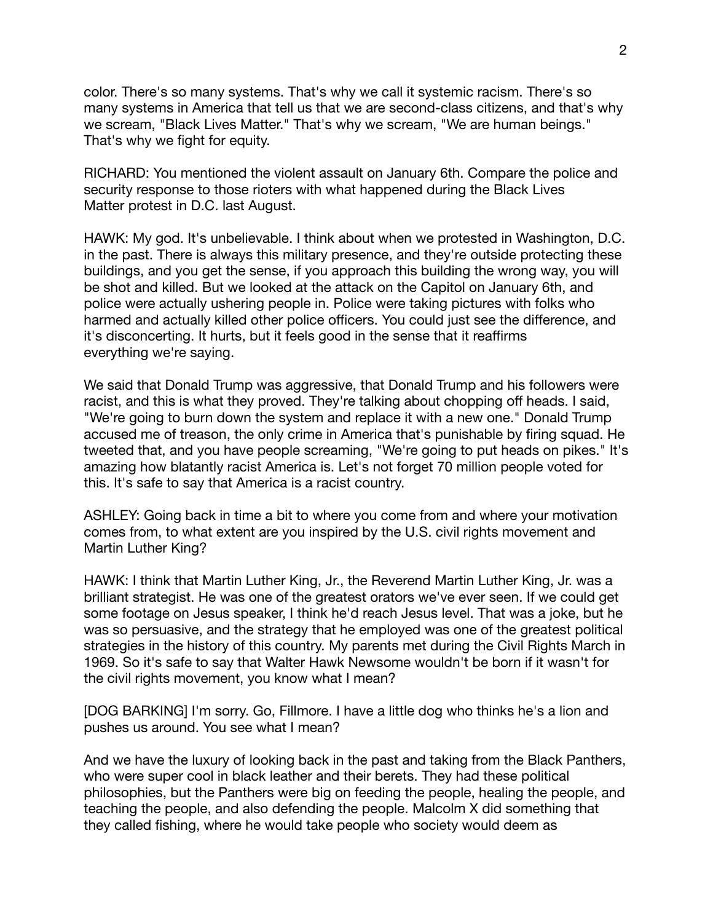color. There's so many systems. That's why we call it systemic racism. There's so many systems in America that tell us that we are second-class citizens, and that's why we scream, "Black Lives Matter." That's why we scream, "We are human beings." That's why we fight for equity.

RICHARD: You mentioned the violent assault on January 6th. Compare the police and security response to those rioters with what happened during the Black Lives Matter protest in D.C. last August.

HAWK: My god. It's unbelievable. I think about when we protested in Washington, D.C. in the past. There is always this military presence, and they're outside protecting these buildings, and you get the sense, if you approach this building the wrong way, you will be shot and killed. But we looked at the attack on the Capitol on January 6th, and police were actually ushering people in. Police were taking pictures with folks who harmed and actually killed other police officers. You could just see the difference, and it's disconcerting. It hurts, but it feels good in the sense that it reaffirms everything we're saying.

We said that Donald Trump was aggressive, that Donald Trump and his followers were racist, and this is what they proved. They're talking about chopping off heads. I said, "We're going to burn down the system and replace it with a new one." Donald Trump accused me of treason, the only crime in America that's punishable by firing squad. He tweeted that, and you have people screaming, "We're going to put heads on pikes." It's amazing how blatantly racist America is. Let's not forget 70 million people voted for this. It's safe to say that America is a racist country.

ASHLEY: Going back in time a bit to where you come from and where your motivation comes from, to what extent are you inspired by the U.S. civil rights movement and Martin Luther King?

HAWK: I think that Martin Luther King, Jr., the Reverend Martin Luther King, Jr. was a brilliant strategist. He was one of the greatest orators we've ever seen. If we could get some footage on Jesus speaker, I think he'd reach Jesus level. That was a joke, but he was so persuasive, and the strategy that he employed was one of the greatest political strategies in the history of this country. My parents met during the Civil Rights March in 1969. So it's safe to say that Walter Hawk Newsome wouldn't be born if it wasn't for the civil rights movement, you know what I mean?

[DOG BARKING] I'm sorry. Go, Fillmore. I have a little dog who thinks he's a lion and pushes us around. You see what I mean?

And we have the luxury of looking back in the past and taking from the Black Panthers, who were super cool in black leather and their berets. They had these political philosophies, but the Panthers were big on feeding the people, healing the people, and teaching the people, and also defending the people. Malcolm X did something that they called fishing, where he would take people who society would deem as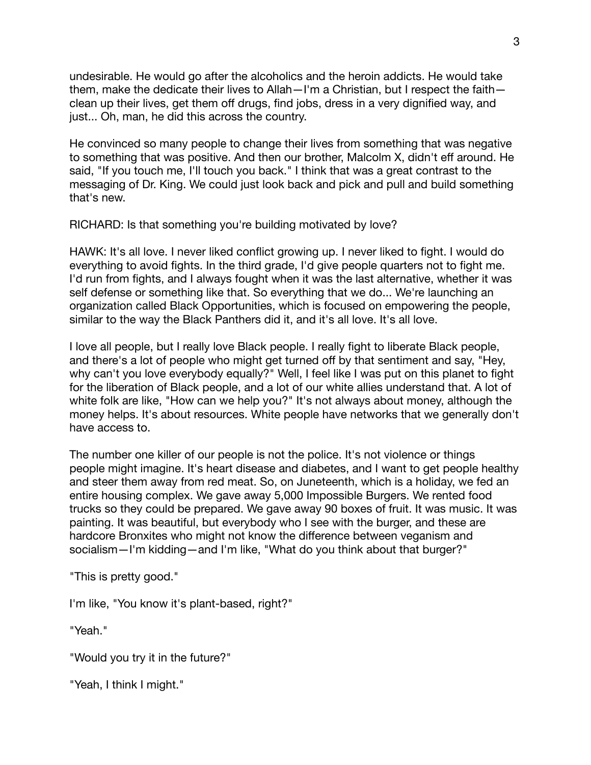undesirable. He would go after the alcoholics and the heroin addicts. He would take them, make the dedicate their lives to Allah—I'm a Christian, but I respect the faith—clean up their lives, get them off drugs, find jobs, dress in a very dignified way, and just... Oh, man, he did this across the country.

He convinced so many people to change their lives from something that was negative to something that was positive. And then our brother, Malcolm X, didn't eff around. He said, "If you touch me, I'll touch you back." I think that was a great contrast to the messaging of Dr. King. We could just look back and pick and pull and build something that's new.

RICHARD: Is that something you're building motivated by love?

HAWK: It's all love. I never liked conflict growing up. I never liked to fight. I would do everything to avoid fights. In the third grade, I'd give people quarters not to fight me. I'd run from fights, and I always fought when it was the last alternative, whether it was self defense or something like that. So everything that we do... We're launching an organization called Black Opportunities, which is focused on empowering the people, similar to the way the Black Panthers did it, and it's all love. It's all love.

I love all people, but I really love Black people. I really fight to liberate Black people, and there's a lot of people who might get turned off by that sentiment and say, "Hey, why can't you love everybody equally?" Well, I feel like I was put on this planet to fight for the liberation of Black people, and a lot of our white allies understand that. A lot of white folk are like, "How can we help you?" It's not always about money, although the money helps. It's about resources. White people have networks that we generally don't have access to.

The number one killer of our people is not the police. It's not violence or things people might imagine. It's heart disease and diabetes, and I want to get people healthy and steer them away from red meat. So, on Juneteenth, which is a holiday, we fed an entire housing complex. We gave away 5,000 Impossible Burgers. We rented food trucks so they could be prepared. We gave away 90 boxes of fruit. It was music. It was painting. It was beautiful, but everybody who I see with the burger, and these are hardcore Bronxites who might not know the difference between veganism and socialism—I'm kidding—and I'm like, "What do you think about that burger?"

"This is pretty good."

I'm like, "You know it's plant-based, right?"

"Yeah."

"Would you try it in the future?"

"Yeah, I think I might."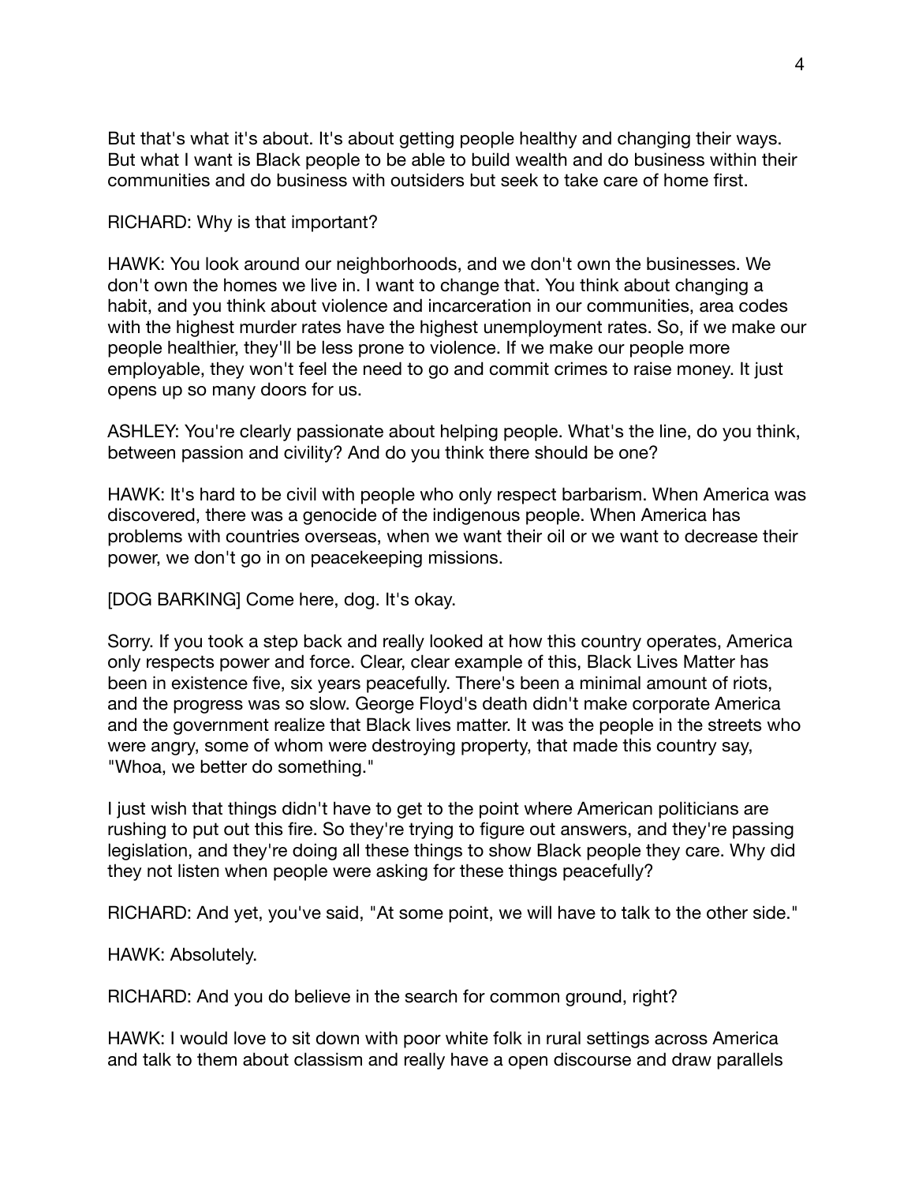But that's what it's about. It's about getting people healthy and changing their ways. But what I want is Black people to be able to build wealth and do business within their communities and do business with outsiders but seek to take care of home first.

RICHARD: Why is that important?

HAWK: You look around our neighborhoods, and we don't own the businesses. We don't own the homes we live in. I want to change that. You think about changing a habit, and you think about violence and incarceration in our communities, area codes with the highest murder rates have the highest unemployment rates. So, if we make our people healthier, they'll be less prone to violence. If we make our people more employable, they won't feel the need to go and commit crimes to raise money. It just opens up so many doors for us.

ASHLEY: You're clearly passionate about helping people. What's the line, do you think, between passion and civility? And do you think there should be one?

HAWK: It's hard to be civil with people who only respect barbarism. When America was discovered, there was a genocide of the indigenous people. When America has problems with countries overseas, when we want their oil or we want to decrease their power, we don't go in on peacekeeping missions.

[DOG BARKING] Come here, dog. It's okay.

Sorry. If you took a step back and really looked at how this country operates, America only respects power and force. Clear, clear example of this, Black Lives Matter has been in existence five, six years peacefully. There's been a minimal amount of riots, and the progress was so slow. George Floyd's death didn't make corporate America and the government realize that Black lives matter. It was the people in the streets who were angry, some of whom were destroying property, that made this country say, "Whoa, we better do something."

I just wish that things didn't have to get to the point where American politicians are rushing to put out this fire. So they're trying to figure out answers, and they're passing legislation, and they're doing all these things to show Black people they care. Why did they not listen when people were asking for these things peacefully?

RICHARD: And yet, you've said, "At some point, we will have to talk to the other side."

HAWK: Absolutely.

RICHARD: And you do believe in the search for common ground, right?

HAWK: I would love to sit down with poor white folk in rural settings across America and talk to them about classism and really have a open discourse and draw parallels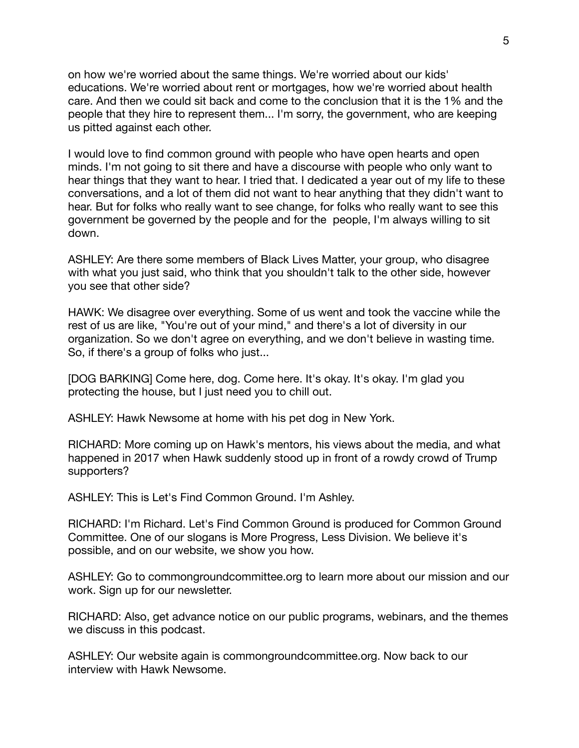on how we're worried about the same things. We're worried about our kids' educations. We're worried about rent or mortgages, how we're worried about health care. And then we could sit back and come to the conclusion that it is the 1% and the people that they hire to represent them... I'm sorry, the government, who are keeping us pitted against each other.

I would love to find common ground with people who have open hearts and open minds. I'm not going to sit there and have a discourse with people who only want to hear things that they want to hear. I tried that. I dedicated a year out of my life to these conversations, and a lot of them did not want to hear anything that they didn't want to hear. But for folks who really want to see change, for folks who really want to see this government be governed by the people and for the  people, I'm always willing to sit down.

ASHLEY: Are there some members of Black Lives Matter, your group, who disagree with what you just said, who think that you shouldn't talk to the other side, however you see that other side?

HAWK: We disagree over everything. Some of us went and took the vaccine while the rest of us are like, "You're out of your mind," and there's a lot of diversity in our organization. So we don't agree on everything, and we don't believe in wasting time. So, if there's a group of folks who just...

[DOG BARKING] Come here, dog. Come here. It's okay. It's okay. I'm glad you protecting the house, but I just need you to chill out.

ASHLEY: Hawk Newsome at home with his pet dog in New York.

RICHARD: More coming up on Hawk's mentors, his views about the media, and what happened in 2017 when Hawk suddenly stood up in front of a rowdy crowd of Trump supporters?

ASHLEY: This is Let's Find Common Ground. I'm Ashley.

RICHARD: I'm Richard. Let's Find Common Ground is produced for Common Ground Committee. One of our slogans is More Progress, Less Division. We believe it's possible, and on our website, we show you how.

ASHLEY: Go to commongroundcommittee.org to learn more about our mission and our work. Sign up for our newsletter.

RICHARD: Also, get advance notice on our public programs, webinars, and the themes we discuss in this podcast.

ASHLEY: Our website again is commongroundcommittee.org. Now back to our interview with Hawk Newsome.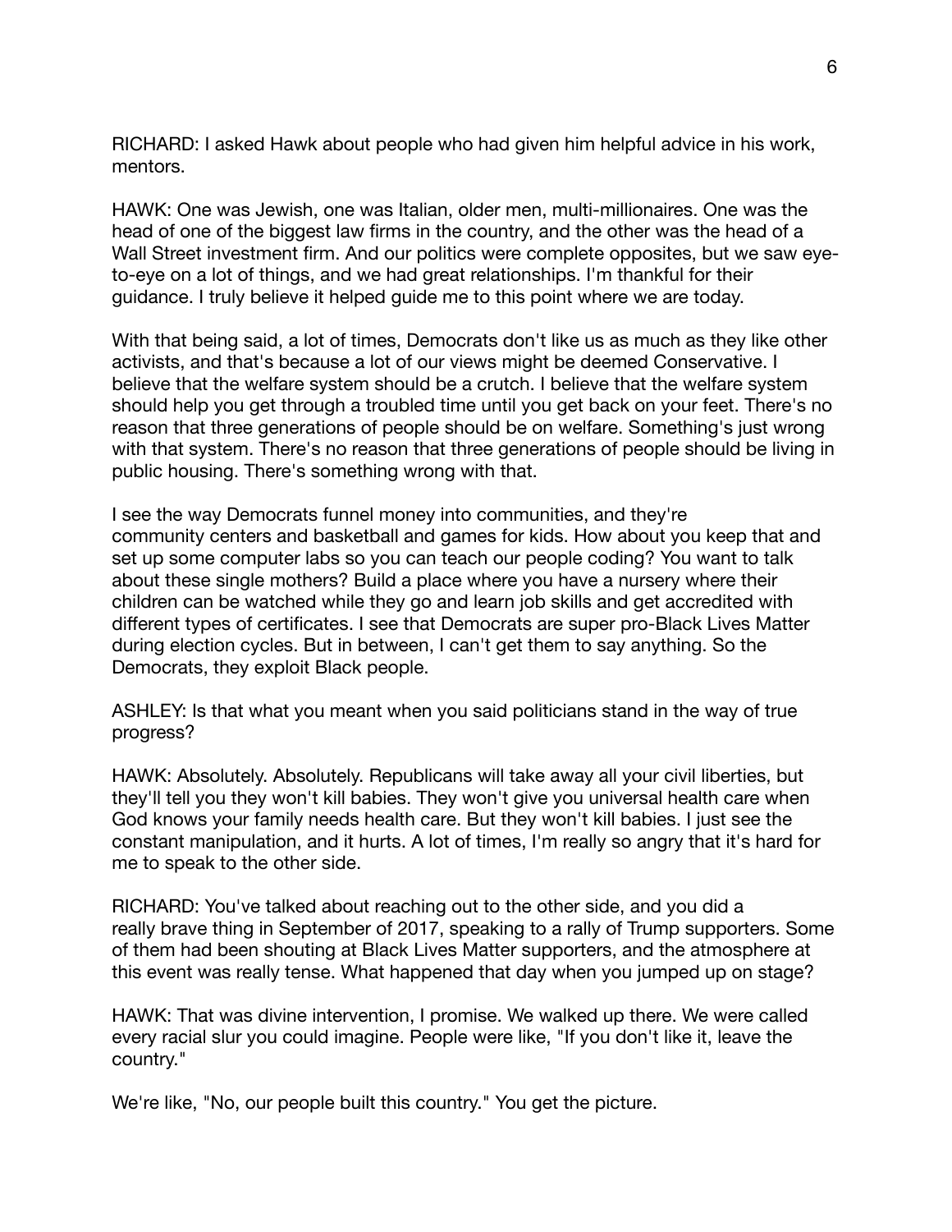RICHARD: I asked Hawk about people who had given him helpful advice in his work, mentors.

HAWK: One was Jewish, one was Italian, older men, multi-millionaires. One was the head of one of the biggest law firms in the country, and the other was the head of a Wall Street investment firm. And our politics were complete opposites, but we saw eye-to-eye on a lot of things, and we had great relationships. I'm thankful for their guidance. I truly believe it helped guide me to this point where we are today.

With that being said, a lot of times, Democrats don't like us as much as they like other activists, and that's because a lot of our views might be deemed Conservative. I believe that the welfare system should be a crutch. I believe that the welfare system should help you get through a troubled time until you get back on your feet. There's no reason that three generations of people should be on welfare. Something's just wrong with that system. There's no reason that three generations of people should be living in public housing. There's something wrong with that.

I see the way Democrats funnel money into communities, and they're community centers and basketball and games for kids. How about you keep that and set up some computer labs so you can teach our people coding? You want to talk about these single mothers? Build a place where you have a nursery where their children can be watched while they go and learn job skills and get accredited with different types of certificates. I see that Democrats are super pro-Black Lives Matter during election cycles. But in between, I can't get them to say anything. So the Democrats, they exploit Black people.

ASHLEY: Is that what you meant when you said politicians stand in the way of true progress?

HAWK: Absolutely. Absolutely. Republicans will take away all your civil liberties, but they'll tell you they won't kill babies. They won't give you universal health care when God knows your family needs health care. But they won't kill babies. I just see the constant manipulation, and it hurts. A lot of times, I'm really so angry that it's hard for me to speak to the other side.

RICHARD: You've talked about reaching out to the other side, and you did a really brave thing in September of 2017, speaking to a rally of Trump supporters. Some of them had been shouting at Black Lives Matter supporters, and the atmosphere at this event was really tense. What happened that day when you jumped up on stage?

HAWK: That was divine intervention, I promise. We walked up there. We were called every racial slur you could imagine. People were like, "If you don't like it, leave the country."

We're like, "No, our people built this country." You get the picture.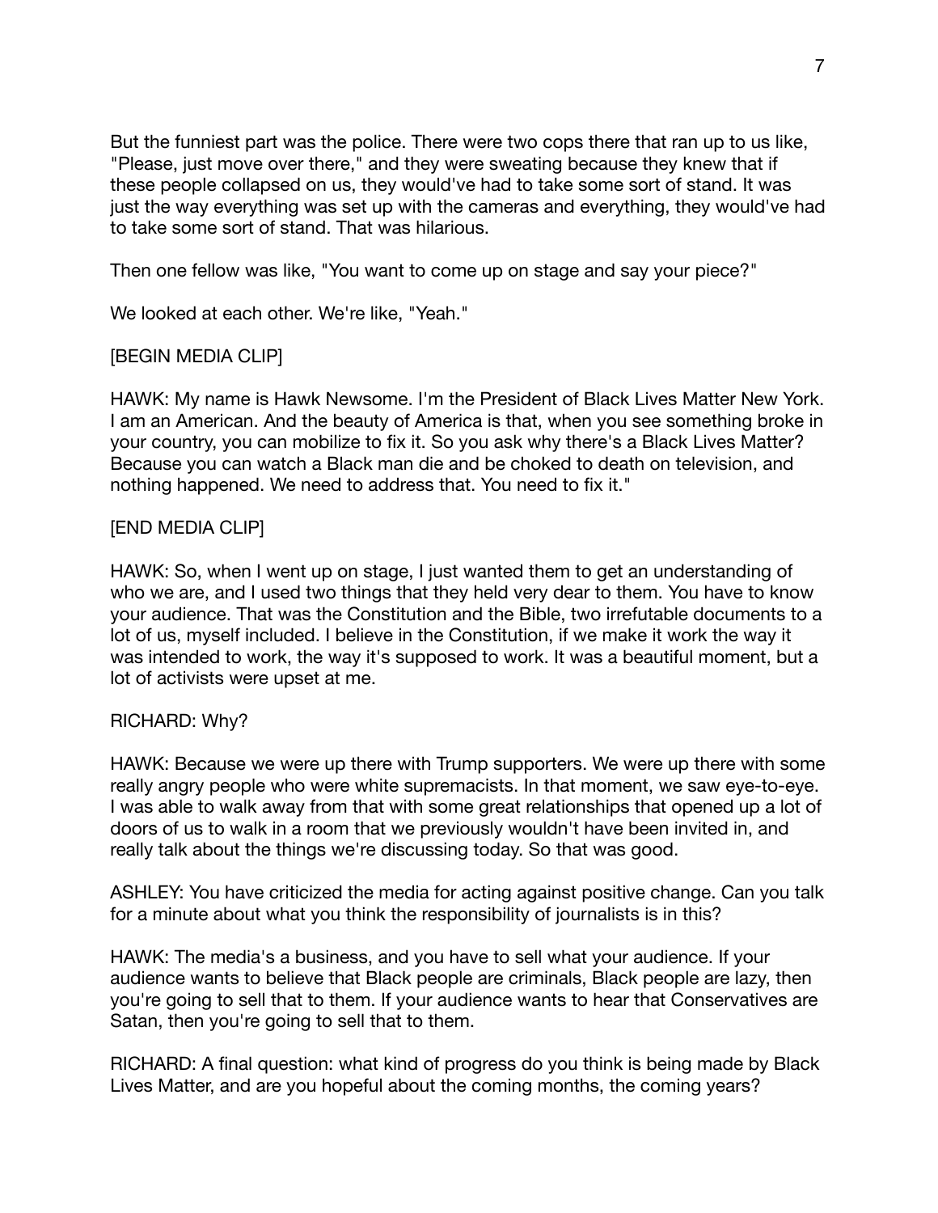But the funniest part was the police. There were two cops there that ran up to us like, "Please, just move over there," and they were sweating because they knew that if these people collapsed on us, they would've had to take some sort of stand. It was just the way everything was set up with the cameras and everything, they would've had to take some sort of stand. That was hilarious.

Then one fellow was like, "You want to come up on stage and say your piece?"

We looked at each other. We're like, "Yeah."

[BEGIN MEDIA CLIP]

HAWK: My name is Hawk Newsome. I'm the President of Black Lives Matter New York. I am an American. And the beauty of America is that, when you see something broke in your country, you can mobilize to fix it. So you ask why there's a Black Lives Matter? Because you can watch a Black man die and be choked to death on television, and nothing happened. We need to address that. You need to fix it."

[END MEDIA CLIP]

HAWK: So, when I went up on stage, I just wanted them to get an understanding of who we are, and I used two things that they held very dear to them. You have to know your audience. That was the Constitution and the Bible, two irrefutable documents to a lot of us, myself included. I believe in the Constitution, if we make it work the way it was intended to work, the way it's supposed to work. It was a beautiful moment, but a lot of activists were upset at me.

RICHARD: Why?

HAWK: Because we were up there with Trump supporters. We were up there with some really angry people who were white supremacists. In that moment, we saw eye-to-eye. I was able to walk away from that with some great relationships that opened up a lot of doors of us to walk in a room that we previously wouldn't have been invited in, and really talk about the things we're discussing today. So that was good.

ASHLEY: You have criticized the media for acting against positive change. Can you talk for a minute about what you think the responsibility of journalists is in this?

HAWK: The media's a business, and you have to sell what your audience. If your audience wants to believe that Black people are criminals, Black people are lazy, then you're going to sell that to them. If your audience wants to hear that Conservatives are Satan, then you're going to sell that to them.

RICHARD: A final question: what kind of progress do you think is being made by Black Lives Matter, and are you hopeful about the coming months, the coming years?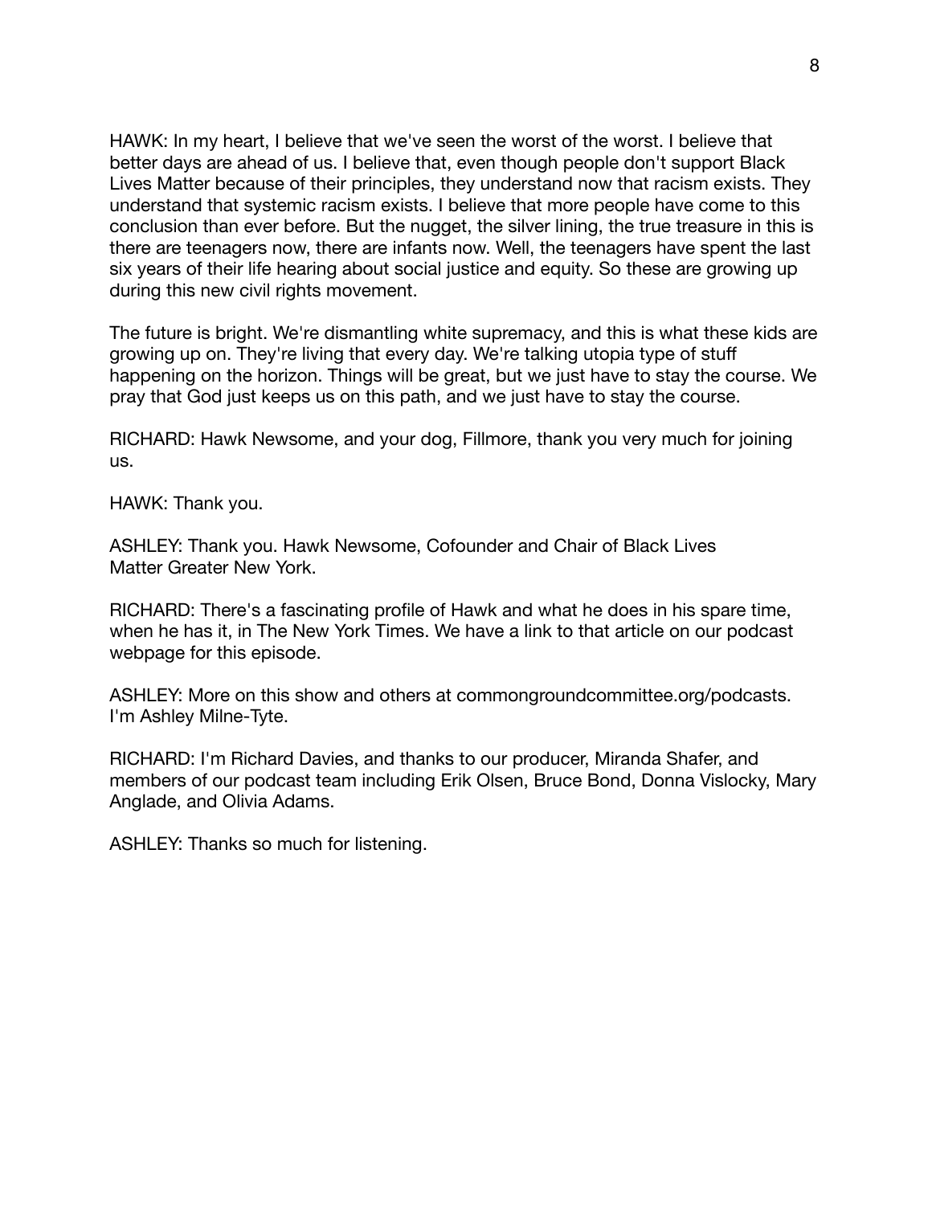HAWK: In my heart, I believe that we've seen the worst of the worst. I believe that better days are ahead of us. I believe that, even though people don't support Black Lives Matter because of their principles, they understand now that racism exists. They understand that systemic racism exists. I believe that more people have come to this conclusion than ever before. But the nugget, the silver lining, the true treasure in this is there are teenagers now, there are infants now. Well, the teenagers have spent the last six years of their life hearing about social justice and equity. So these are growing up during this new civil rights movement.

The future is bright. We're dismantling white supremacy, and this is what these kids are growing up on. They're living that every day. We're talking utopia type of stuff happening on the horizon. Things will be great, but we just have to stay the course. We pray that God just keeps us on this path, and we just have to stay the course.

RICHARD: Hawk Newsome, and your dog, Fillmore, thank you very much for joining us.

HAWK: Thank you.

ASHLEY: Thank you. Hawk Newsome, Cofounder and Chair of Black Lives Matter Greater New York.

RICHARD: There's a fascinating profile of Hawk and what he does in his spare time, when he has it, in The New York Times. We have a link to that article on our podcast webpage for this episode.

ASHLEY: More on this show and others at commongroundcommittee.org/podcasts. I'm Ashley Milne-Tyte.

RICHARD: I'm Richard Davies, and thanks to our producer, Miranda Shafer, and members of our podcast team including Erik Olsen, Bruce Bond, Donna Vislocky, Mary Anglade, and Olivia Adams.

ASHLEY: Thanks so much for listening.